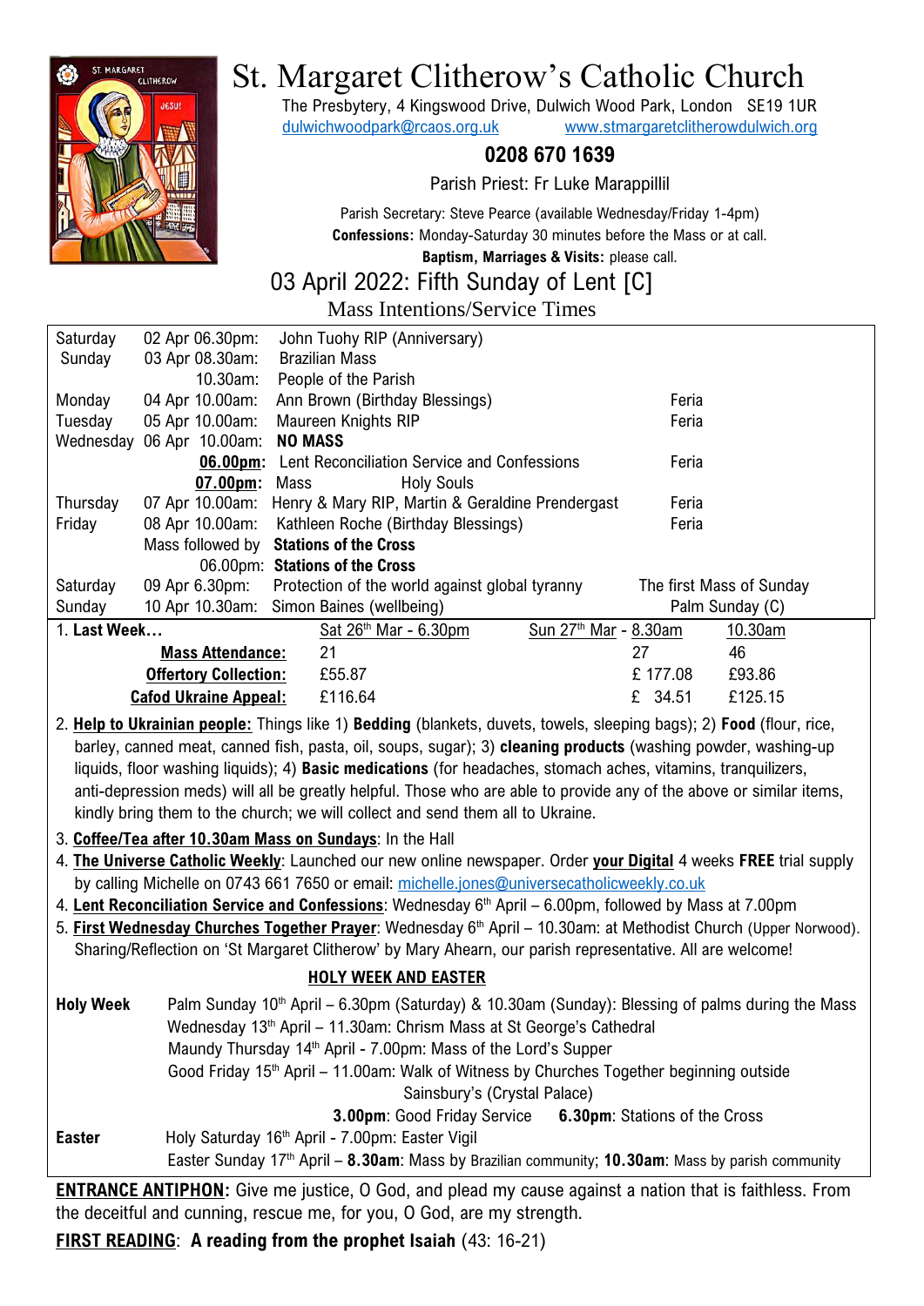# St. Margaret Clitherow's Catholic Church

The Presbytery, 4 Kingswood Drive, Dulwich Wood Park, London SE19 1UR
dulwichwoodpark@rcaos.org.uk www.stmargaretclitherowdulwich.org

**0208 670 1639**

Parish Priest: Fr Luke Marappillil

Parish Secretary: Steve Pearce (available Wednesday/Friday 1-4pm)
**Confessions:** Monday-Saturday 30 minutes before the Mass or at call.
**Baptism, Marriages & Visits:** please call.

## 03 April 2022: Fifth Sunday of Lent [C]

### Mass Intentions/Service Times

| | | | |
|---|---|---|---|
| Saturday | 02 Apr 06.30pm: | John Tuohy RIP (Anniversary) | |
| Sunday | 03 Apr 08.30am: | Brazilian Mass | |
| | 10.30am: | People of the Parish | |
| Monday | 04 Apr 10.00am: | Ann Brown (Birthday Blessings) | Feria |
| Tuesday | 05 Apr 10.00am: | Maureen Knights RIP | Feria |
| Wednesday | 06 Apr 10.00am: | **NO MASS** | |
| | **06.00pm:** | Lent Reconciliation Service and Confessions | Feria |
| | **07.00pm:** | Mass Holy Souls | |
| Thursday | 07 Apr 10.00am: | Henry & Mary RIP, Martin & Geraldine Prendergast | Feria |
| Friday | 08 Apr 10.00am: | Kathleen Roche (Birthday Blessings) | Feria |
| | Mass followed by | **Stations of the Cross** | |
| | 06.00pm: | **Stations of the Cross** | |
| Saturday | 09 Apr 6.30pm: | Protection of the world against global tyranny | The first Mass of Sunday |
| Sunday | 10 Apr 10.30am: | Simon Baines (wellbeing) | Palm Sunday (C) |

1. **Last Week…**

| | Sat 26th Mar - 6.30pm | Sun 27th Mar - 8.30am | 10.30am |
|---|---|---|---|
| **Mass Attendance:** | 21 | 27 | 46 |
| **Offertory Collection:** | £55.87 | £ 177.08 | £93.86 |
| **Cafod Ukraine Appeal:** | £116.64 | £ 34.51 | £125.15 |

2. **Help to Ukrainian people:** Things like 1) **Bedding** (blankets, duvets, towels, sleeping bags); 2) **Food** (flour, rice, barley, canned meat, canned fish, pasta, oil, soups, sugar); 3) **cleaning products** (washing powder, washing-up liquids, floor washing liquids); 4) **Basic medications** (for headaches, stomach aches, vitamins, tranquilizers, anti-depression meds) will all be greatly helpful. Those who are able to provide any of the above or similar items, kindly bring them to the church; we will collect and send them all to Ukraine.
3. **Coffee/Tea after 10.30am Mass on Sundays**: In the Hall
4. **The Universe Catholic Weekly**: Launched our new online newspaper. Order **your Digital** 4 weeks **FREE** trial supply by calling Michelle on 0743 661 7650 or email: michelle.jones@universecatholicweekly.co.uk
4. **Lent Reconciliation Service and Confessions**: Wednesday 6th April – 6.00pm, followed by Mass at 7.00pm
5. **First Wednesday Churches Together Prayer**: Wednesday 6th April – 10.30am: at Methodist Church (Upper Norwood). Sharing/Reflection on 'St Margaret Clitherow' by Mary Ahearn, our parish representative. All are welcome!

### HOLY WEEK AND EASTER

**Holy Week**
- Palm Sunday 10th April – 6.30pm (Saturday) & 10.30am (Sunday): Blessing of palms during the Mass
- Wednesday 13th April – 11.30am: Chrism Mass at St George's Cathedral
- Maundy Thursday 14th April - 7.00pm: Mass of the Lord's Supper
- Good Friday 15th April – 11.00am: Walk of Witness by Churches Together beginning outside Sainsbury's (Crystal Palace)
- **3.00pm**: Good Friday Service **6.30pm**: Stations of the Cross

**Easter**
- Holy Saturday 16th April - 7.00pm: Easter Vigil
- Easter Sunday 17th April – **8.30am**: Mass by Brazilian community; **10.30am**: Mass by parish community

**ENTRANCE ANTIPHON:** Give me justice, O God, and plead my cause against a nation that is faithless. From the deceitful and cunning, rescue me, for you, O God, are my strength.

**FIRST READING**: **A reading from the prophet Isaiah** (43: 16-21)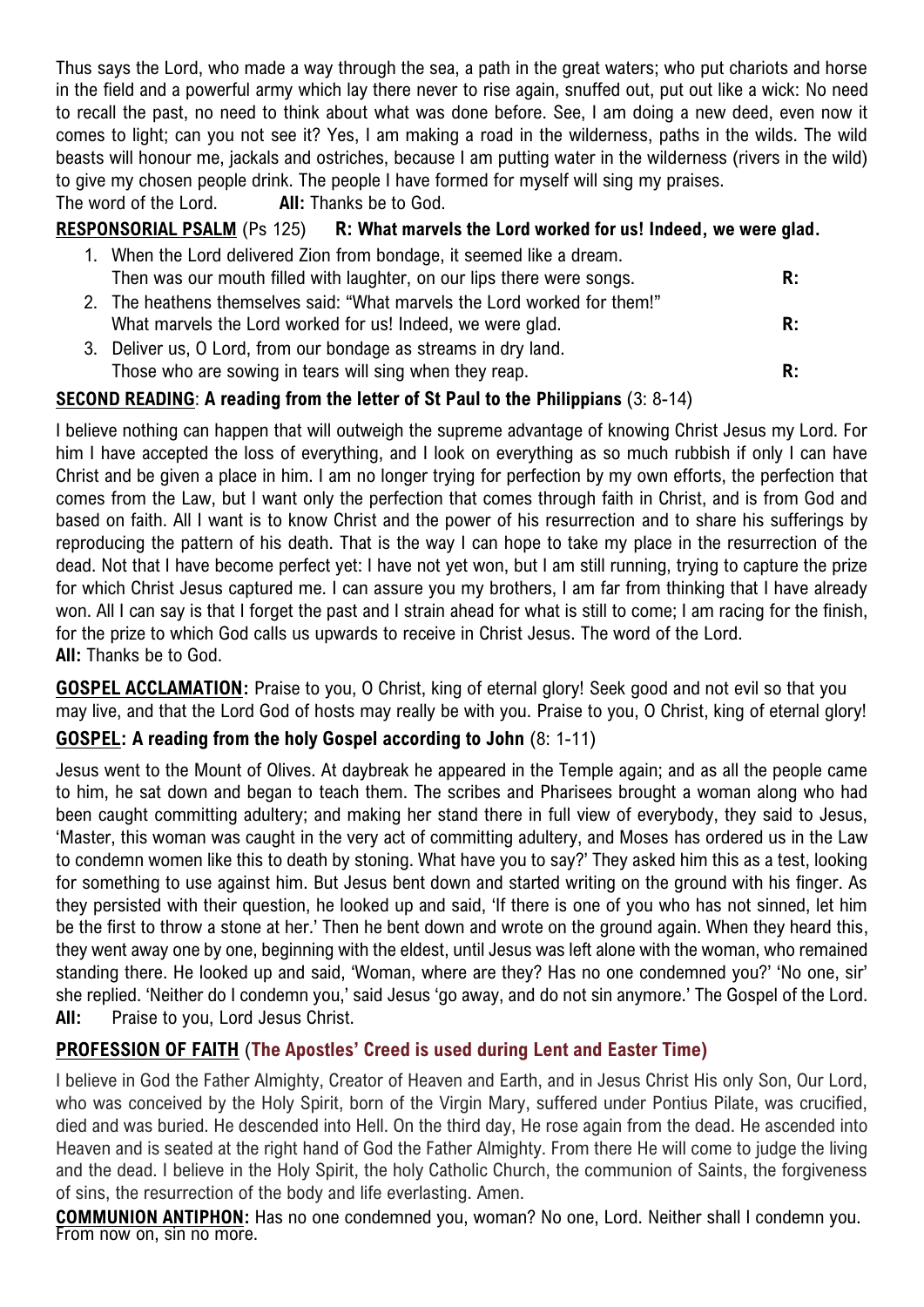Thus says the Lord, who made a way through the sea, a path in the great waters; who put chariots and horse in the field and a powerful army which lay there never to rise again, snuffed out, put out like a wick: No need to recall the past, no need to think about what was done before. See, I am doing a new deed, even now it comes to light; can you not see it? Yes, I am making a road in the wilderness, paths in the wilds. The wild beasts will honour me, jackals and ostriches, because I am putting water in the wilderness (rivers in the wild) to give my chosen people drink. The people I have formed for myself will sing my praises.
The word of the Lord. **All:** Thanks be to God.

**RESPONSORIAL PSALM** (Ps 125) **R: What marvels the Lord worked for us! Indeed, we were glad.**

1. When the Lord delivered Zion from bondage, it seemed like a dream.
   Then was our mouth filled with laughter, on our lips there were songs. **R:**
2. The heathens themselves said: "What marvels the Lord worked for them!"
   What marvels the Lord worked for us! Indeed, we were glad. **R:**
3. Deliver us, O Lord, from our bondage as streams in dry land.
   Those who are sowing in tears will sing when they reap. **R:**

**SECOND READING**: **A reading from the letter of St Paul to the Philippians** (3: 8-14)

I believe nothing can happen that will outweigh the supreme advantage of knowing Christ Jesus my Lord. For him I have accepted the loss of everything, and I look on everything as so much rubbish if only I can have Christ and be given a place in him. I am no longer trying for perfection by my own efforts, the perfection that comes from the Law, but I want only the perfection that comes through faith in Christ, and is from God and based on faith. All I want is to know Christ and the power of his resurrection and to share his sufferings by reproducing the pattern of his death. That is the way I can hope to take my place in the resurrection of the dead. Not that I have become perfect yet: I have not yet won, but I am still running, trying to capture the prize for which Christ Jesus captured me. I can assure you my brothers, I am far from thinking that I have already won. All I can say is that I forget the past and I strain ahead for what is still to come; I am racing for the finish, for the prize to which God calls us upwards to receive in Christ Jesus. The word of the Lord.
**All:** Thanks be to God.

**GOSPEL ACCLAMATION:** Praise to you, O Christ, king of eternal glory! Seek good and not evil so that you may live, and that the Lord God of hosts may really be with you. Praise to you, O Christ, king of eternal glory!

**GOSPEL: A reading from the holy Gospel according to John** (8: 1-11)

Jesus went to the Mount of Olives. At daybreak he appeared in the Temple again; and as all the people came to him, he sat down and began to teach them. The scribes and Pharisees brought a woman along who had been caught committing adultery; and making her stand there in full view of everybody, they said to Jesus, 'Master, this woman was caught in the very act of committing adultery, and Moses has ordered us in the Law to condemn women like this to death by stoning. What have you to say?' They asked him this as a test, looking for something to use against him. But Jesus bent down and started writing on the ground with his finger. As they persisted with their question, he looked up and said, 'If there is one of you who has not sinned, let him be the first to throw a stone at her.' Then he bent down and wrote on the ground again. When they heard this, they went away one by one, beginning with the eldest, until Jesus was left alone with the woman, who remained standing there. He looked up and said, 'Woman, where are they? Has no one condemned you?' 'No one, sir' she replied. 'Neither do I condemn you,' said Jesus 'go away, and do not sin anymore.' The Gospel of the Lord.
**All:** Praise to you, Lord Jesus Christ.

**PROFESSION OF FAITH** (**The Apostles' Creed is used during Lent and Easter Time)**

I believe in God the Father Almighty, Creator of Heaven and Earth, and in Jesus Christ His only Son, Our Lord, who was conceived by the Holy Spirit, born of the Virgin Mary, suffered under Pontius Pilate, was crucified, died and was buried. He descended into Hell. On the third day, He rose again from the dead. He ascended into Heaven and is seated at the right hand of God the Father Almighty. From there He will come to judge the living and the dead. I believe in the Holy Spirit, the holy Catholic Church, the communion of Saints, the forgiveness of sins, the resurrection of the body and life everlasting. Amen.

**COMMUNION ANTIPHON:** Has no one condemned you, woman? No one, Lord. Neither shall I condemn you. From now on, sin no more.